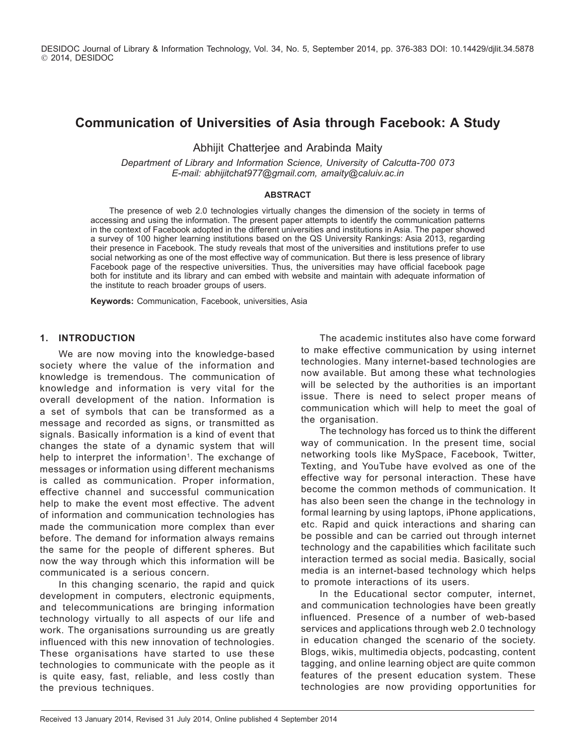# Communication of Universities of Asia through Facebook: A Study

Abhijit Chatterjee and Arabinda Maity

*Department of Library and Information Science, University of Calcutta-700 073*
*E-mail: abhijitchat977@gmail.com, amaity@caluiv.ac.in*

### ABSTRACT

The presence of web 2.0 technologies virtually changes the dimension of the society in terms of accessing and using the information. The present paper attempts to identify the communication patterns in the context of Facebook adopted in the different universities and institutions in Asia. The paper showed a survey of 100 higher learning institutions based on the QS University Rankings: Asia 2013, regarding their presence in Facebook. The study reveals that most of the universities and institutions prefer to use social networking as one of the most effective way of communication. But there is less presence of library Facebook page of the respective universities. Thus, the universities may have official facebook page both for institute and its library and can embed with website and maintain with adequate information of the institute to reach broader groups of users.

**Keywords:** Communication, Facebook, universities, Asia

## 1. INTRODUCTION

We are now moving into the knowledge-based society where the value of the information and knowledge is tremendous. The communication of knowledge and information is very vital for the overall development of the nation. Information is a set of symbols that can be transformed as a message and recorded as signs, or transmitted as signals. Basically information is a kind of event that changes the state of a dynamic system that will help to interpret the information[1]. The exchange of messages or information using different mechanisms is called as communication. Proper information, effective channel and successful communication help to make the event most effective. The advent of information and communication technologies has made the communication more complex than ever before. The demand for information always remains the same for the people of different spheres. But now the way through which this information will be communicated is a serious concern.

In this changing scenario, the rapid and quick development in computers, electronic equipments, and telecommunications are bringing information technology virtually to all aspects of our life and work. The organisations surrounding us are greatly influenced with this new innovation of technologies. These organisations have started to use these technologies to communicate with the people as it is quite easy, fast, reliable, and less costly than the previous techniques.

The academic institutes also have come forward to make effective communication by using internet technologies. Many internet-based technologies are now available. But among these what technologies will be selected by the authorities is an important issue. There is need to select proper means of communication which will help to meet the goal of the organisation.

The technology has forced us to think the different way of communication. In the present time, social networking tools like MySpace, Facebook, Twitter, Texting, and YouTube have evolved as one of the effective way for personal interaction. These have become the common methods of communication. It has also been seen the change in the technology in formal learning by using laptops, iPhone applications, etc. Rapid and quick interactions and sharing can be possible and can be carried out through internet technology and the capabilities which facilitate such interaction termed as social media. Basically, social media is an internet-based technology which helps to promote interactions of its users.

In the Educational sector computer, internet, and communication technologies have been greatly influenced. Presence of a number of web-based services and applications through web 2.0 technology in education changed the scenario of the society. Blogs, wikis, multimedia objects, podcasting, content tagging, and online learning object are quite common features of the present education system. These technologies are now providing opportunities for

Received 13 January 2014, Revised 31 July 2014, Online published 4 September 2014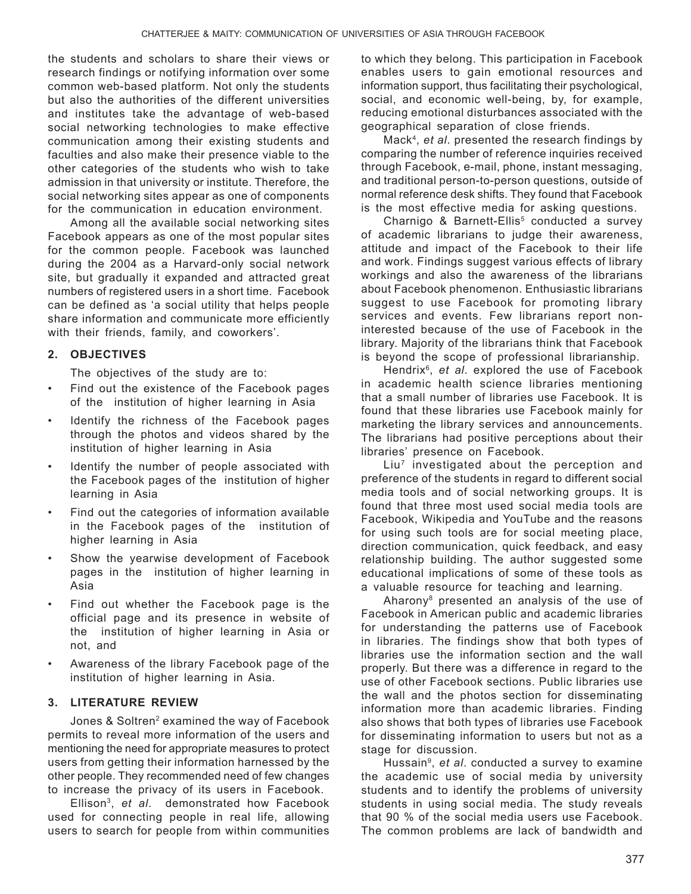the students and scholars to share their views or research findings or notifying information over some common web-based platform. Not only the students but also the authorities of the different universities and institutes take the advantage of web-based social networking technologies to make effective communication among their existing students and faculties and also make their presence viable to the other categories of the students who wish to take admission in that university or institute. Therefore, the social networking sites appear as one of components for the communication in education environment.

Among all the available social networking sites Facebook appears as one of the most popular sites for the common people. Facebook was launched during the 2004 as a Harvard-only social network site, but gradually it expanded and attracted great numbers of registered users in a short time. Facebook can be defined as 'a social utility that helps people share information and communicate more efficiently with their friends, family, and coworkers'.

## 2. OBJECTIVES

The objectives of the study are to:

- Find out the existence of the Facebook pages of the institution of higher learning in Asia
- Identify the richness of the Facebook pages through the photos and videos shared by the institution of higher learning in Asia
- Identify the number of people associated with the Facebook pages of the institution of higher learning in Asia
- Find out the categories of information available in the Facebook pages of the institution of higher learning in Asia
- Show the yearwise development of Facebook pages in the institution of higher learning in Asia
- Find out whether the Facebook page is the official page and its presence in website of the institution of higher learning in Asia or not, and
- Awareness of the library Facebook page of the institution of higher learning in Asia.

## 3. LITERATURE REVIEW

Jones & Soltren[2] examined the way of Facebook permits to reveal more information of the users and mentioning the need for appropriate measures to protect users from getting their information harnessed by the other people. They recommended need of few changes to increase the privacy of its users in Facebook.

Ellison[3], *et al*. demonstrated how Facebook used for connecting people in real life, allowing users to search for people from within communities to which they belong. This participation in Facebook enables users to gain emotional resources and information support, thus facilitating their psychological, social, and economic well-being, by, for example, reducing emotional disturbances associated with the geographical separation of close friends.

Mack[4], *et al*. presented the research findings by comparing the number of reference inquiries received through Facebook, e-mail, phone, instant messaging, and traditional person-to-person questions, outside of normal reference desk shifts. They found that Facebook is the most effective media for asking questions.

Charnigo & Barnett-Ellis[5] conducted a survey of academic librarians to judge their awareness, attitude and impact of the Facebook to their life and work. Findings suggest various effects of library workings and also the awareness of the librarians about Facebook phenomenon. Enthusiastic librarians suggest to use Facebook for promoting library services and events. Few librarians report non-interested because of the use of Facebook in the library. Majority of the librarians think that Facebook is beyond the scope of professional librarianship.

Hendrix[6], *et al*. explored the use of Facebook in academic health science libraries mentioning that a small number of libraries use Facebook. It is found that these libraries use Facebook mainly for marketing the library services and announcements. The librarians had positive perceptions about their libraries' presence on Facebook.

Liu[7] investigated about the perception and preference of the students in regard to different social media tools and of social networking groups. It is found that three most used social media tools are Facebook, Wikipedia and YouTube and the reasons for using such tools are for social meeting place, direction communication, quick feedback, and easy relationship building. The author suggested some educational implications of some of these tools as a valuable resource for teaching and learning.

Aharony[8] presented an analysis of the use of Facebook in American public and academic libraries for understanding the patterns use of Facebook in libraries. The findings show that both types of libraries use the information section and the wall properly. But there was a difference in regard to the use of other Facebook sections. Public libraries use the wall and the photos section for disseminating information more than academic libraries. Finding also shows that both types of libraries use Facebook for disseminating information to users but not as a stage for discussion.

Hussain[9], *et al*. conducted a survey to examine the academic use of social media by university students and to identify the problems of university students in using social media. The study reveals that 90 % of the social media users use Facebook. The common problems are lack of bandwidth and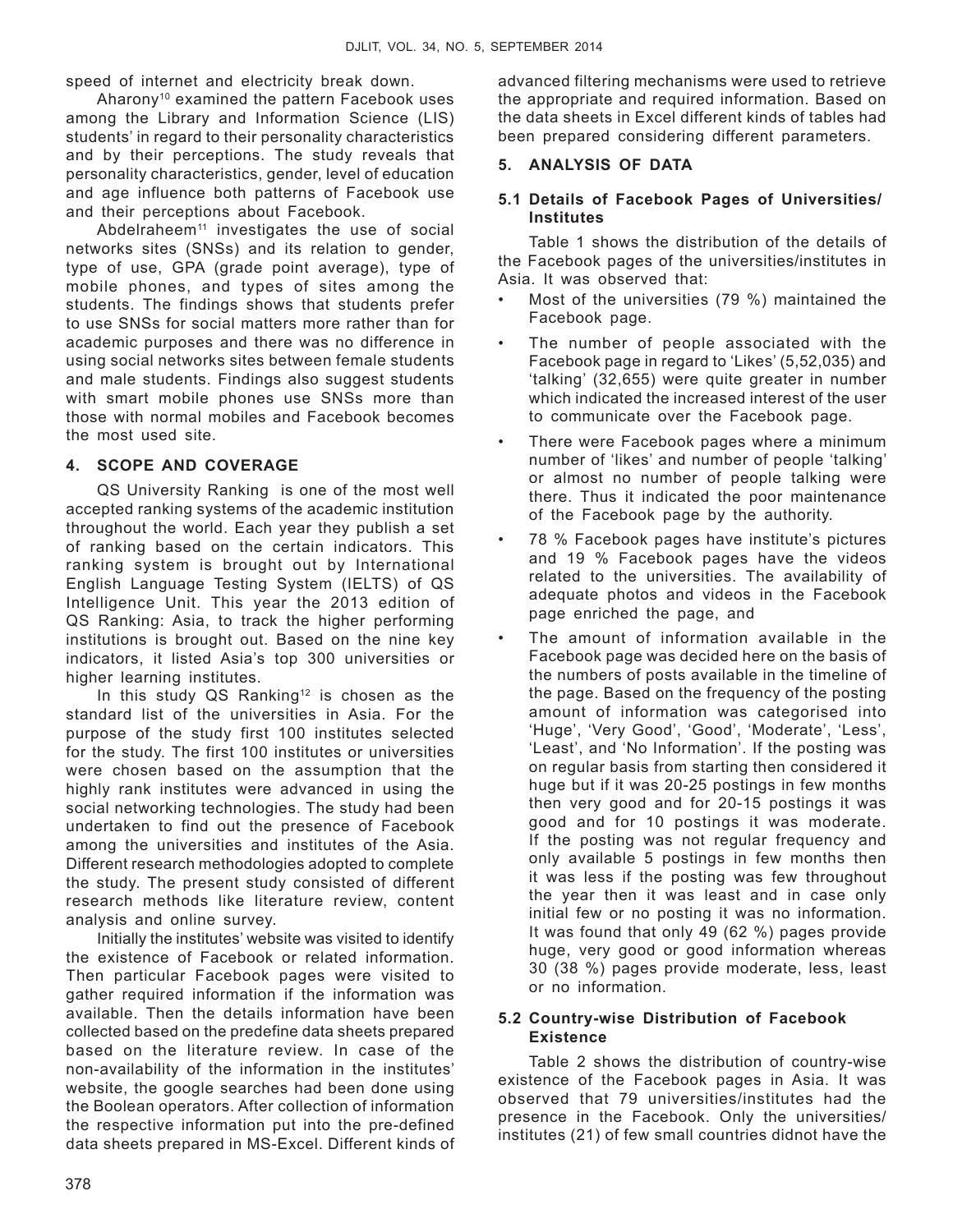speed of internet and electricity break down.

Aharony[10] examined the pattern Facebook uses among the Library and Information Science (LIS) students' in regard to their personality characteristics and by their perceptions. The study reveals that personality characteristics, gender, level of education and age influence both patterns of Facebook use and their perceptions about Facebook.

Abdelraheem[11] investigates the use of social networks sites (SNSs) and its relation to gender, type of use, GPA (grade point average), type of mobile phones, and types of sites among the students. The findings shows that students prefer to use SNSs for social matters more rather than for academic purposes and there was no difference in using social networks sites between female students and male students. Findings also suggest students with smart mobile phones use SNSs more than those with normal mobiles and Facebook becomes the most used site.

## 4. SCOPE AND COVERAGE

QS University Ranking is one of the most well accepted ranking systems of the academic institution throughout the world. Each year they publish a set of ranking based on the certain indicators. This ranking system is brought out by International English Language Testing System (IELTS) of QS Intelligence Unit. This year the 2013 edition of QS Ranking: Asia, to track the higher performing institutions is brought out. Based on the nine key indicators, it listed Asia's top 300 universities or higher learning institutes.

In this study QS Ranking[12] is chosen as the standard list of the universities in Asia. For the purpose of the study first 100 institutes selected for the study. The first 100 institutes or universities were chosen based on the assumption that the highly rank institutes were advanced in using the social networking technologies. The study had been undertaken to find out the presence of Facebook among the universities and institutes of the Asia. Different research methodologies adopted to complete the study. The present study consisted of different research methods like literature review, content analysis and online survey.

Initially the institutes' website was visited to identify the existence of Facebook or related information. Then particular Facebook pages were visited to gather required information if the information was available. Then the details information have been collected based on the predefine data sheets prepared based on the literature review. In case of the non-availability of the information in the institutes' website, the google searches had been done using the Boolean operators. After collection of information the respective information put into the pre-defined data sheets prepared in MS-Excel. Different kinds of advanced filtering mechanisms were used to retrieve the appropriate and required information. Based on the data sheets in Excel different kinds of tables had been prepared considering different parameters.

## 5. ANALYSIS OF DATA

### 5.1 Details of Facebook Pages of Universities/Institutes

Table 1 shows the distribution of the details of the Facebook pages of the universities/institutes in Asia. It was observed that:

- Most of the universities (79 %) maintained the Facebook page.
- The number of people associated with the Facebook page in regard to 'Likes' (5,52,035) and 'talking' (32,655) were quite greater in number which indicated the increased interest of the user to communicate over the Facebook page.
- There were Facebook pages where a minimum number of 'likes' and number of people 'talking' or almost no number of people talking were there. Thus it indicated the poor maintenance of the Facebook page by the authority.
- 78 % Facebook pages have institute's pictures and 19 % Facebook pages have the videos related to the universities. The availability of adequate photos and videos in the Facebook page enriched the page, and
- The amount of information available in the Facebook page was decided here on the basis of the numbers of posts available in the timeline of the page. Based on the frequency of the posting amount of information was categorised into 'Huge', 'Very Good', 'Good', 'Moderate', 'Less', 'Least', and 'No Information'. If the posting was on regular basis from starting then considered it huge but if it was 20-25 postings in few months then very good and for 20-15 postings it was good and for 10 postings it was moderate. If the posting was not regular frequency and only available 5 postings in few months then it was less if the posting was few throughout the year then it was least and in case only initial few or no posting it was no information. It was found that only 49 (62 %) pages provide huge, very good or good information whereas 30 (38 %) pages provide moderate, less, least or no information.

### 5.2 Country-wise Distribution of Facebook Existence

Table 2 shows the distribution of country-wise existence of the Facebook pages in Asia. It was observed that 79 universities/institutes had the presence in the Facebook. Only the universities/institutes (21) of few small countries didnot have the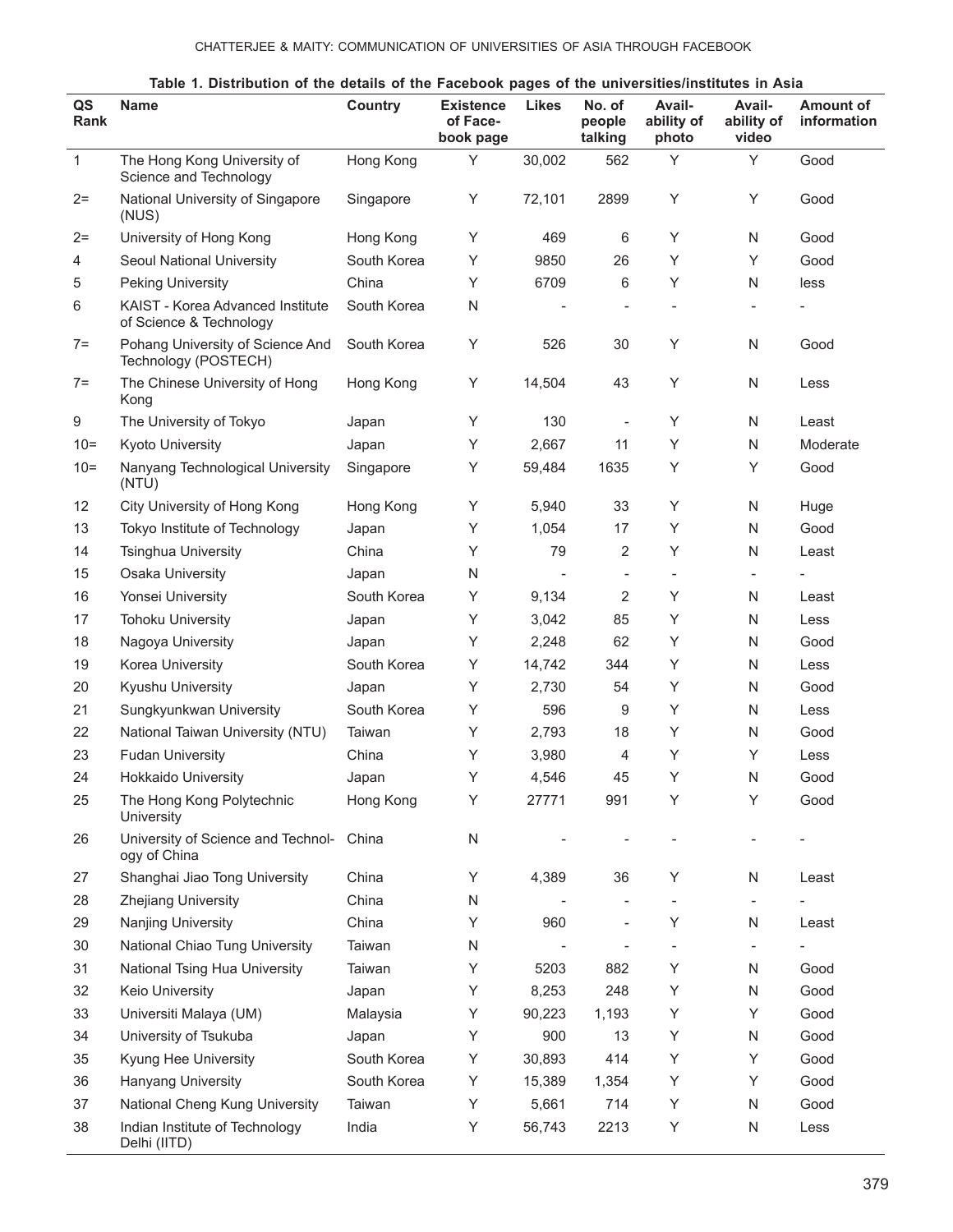**Table 1. Distribution of the details of the Facebook pages of the universities/institutes in Asia**

| QS Rank | Name | Country | Existence of Face-book page | Likes | No. of people talking | Avail-ability of photo | Avail-ability of video | Amount of information |
|---|---|---|---|---|---|---|---|---|
| 1 | The Hong Kong University of Science and Technology | Hong Kong | Y | 30,002 | 562 | Y | Y | Good |
| 2= | National University of Singapore (NUS) | Singapore | Y | 72,101 | 2899 | Y | Y | Good |
| 2= | University of Hong Kong | Hong Kong | Y | 469 | 6 | Y | N | Good |
| 4 | Seoul National University | South Korea | Y | 9850 | 26 | Y | Y | Good |
| 5 | Peking University | China | Y | 6709 | 6 | Y | N | less |
| 6 | KAIST - Korea Advanced Institute of Science & Technology | South Korea | N | - | - | - | - | - |
| 7= | Pohang University of Science And Technology (POSTECH) | South Korea | Y | 526 | 30 | Y | N | Good |
| 7= | The Chinese University of Hong Kong | Hong Kong | Y | 14,504 | 43 | Y | N | Less |
| 9 | The University of Tokyo | Japan | Y | 130 | - | Y | N | Least |
| 10= | Kyoto University | Japan | Y | 2,667 | 11 | Y | N | Moderate |
| 10= | Nanyang Technological University (NTU) | Singapore | Y | 59,484 | 1635 | Y | Y | Good |
| 12 | City University of Hong Kong | Hong Kong | Y | 5,940 | 33 | Y | N | Huge |
| 13 | Tokyo Institute of Technology | Japan | Y | 1,054 | 17 | Y | N | Good |
| 14 | Tsinghua University | China | Y | 79 | 2 | Y | N | Least |
| 15 | Osaka University | Japan | N | - | - | - | - | - |
| 16 | Yonsei University | South Korea | Y | 9,134 | 2 | Y | N | Least |
| 17 | Tohoku University | Japan | Y | 3,042 | 85 | Y | N | Less |
| 18 | Nagoya University | Japan | Y | 2,248 | 62 | Y | N | Good |
| 19 | Korea University | South Korea | Y | 14,742 | 344 | Y | N | Less |
| 20 | Kyushu University | Japan | Y | 2,730 | 54 | Y | N | Good |
| 21 | Sungkyunkwan University | South Korea | Y | 596 | 9 | Y | N | Less |
| 22 | National Taiwan University (NTU) | Taiwan | Y | 2,793 | 18 | Y | N | Good |
| 23 | Fudan University | China | Y | 3,980 | 4 | Y | Y | Less |
| 24 | Hokkaido University | Japan | Y | 4,546 | 45 | Y | N | Good |
| 25 | The Hong Kong Polytechnic University | Hong Kong | Y | 27771 | 991 | Y | Y | Good |
| 26 | University of Science and Technology of China | China | N | - | - | - | - | - |
| 27 | Shanghai Jiao Tong University | China | Y | 4,389 | 36 | Y | N | Least |
| 28 | Zhejiang University | China | N | - | - | - | - | - |
| 29 | Nanjing University | China | Y | 960 | - | Y | N | Least |
| 30 | National Chiao Tung University | Taiwan | N | - | - | - | - | - |
| 31 | National Tsing Hua University | Taiwan | Y | 5203 | 882 | Y | N | Good |
| 32 | Keio University | Japan | Y | 8,253 | 248 | Y | N | Good |
| 33 | Universiti Malaya (UM) | Malaysia | Y | 90,223 | 1,193 | Y | Y | Good |
| 34 | University of Tsukuba | Japan | Y | 900 | 13 | Y | N | Good |
| 35 | Kyung Hee University | South Korea | Y | 30,893 | 414 | Y | Y | Good |
| 36 | Hanyang University | South Korea | Y | 15,389 | 1,354 | Y | Y | Good |
| 37 | National Cheng Kung University | Taiwan | Y | 5,661 | 714 | Y | N | Good |
| 38 | Indian Institute of Technology Delhi (IITD) | India | Y | 56,743 | 2213 | Y | N | Less |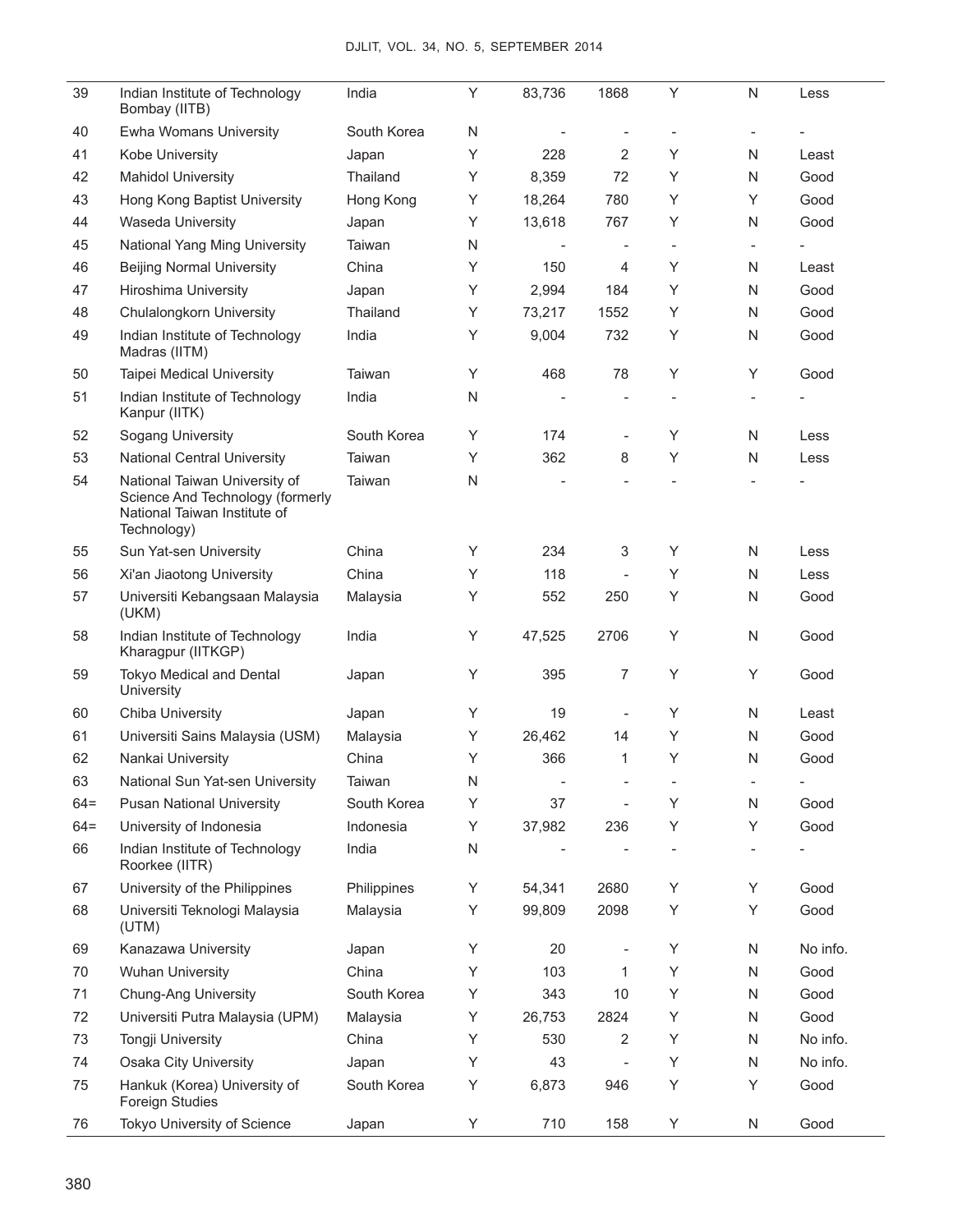| | | | | | | | | |
|---|---|---|---|---|---|---|---|---|
| 39 | Indian Institute of Technology Bombay (IITB) | India | Y | 83,736 | 1868 | Y | N | Less |
| 40 | Ewha Womans University | South Korea | N | - | - | - | - | - |
| 41 | Kobe University | Japan | Y | 228 | 2 | Y | N | Least |
| 42 | Mahidol University | Thailand | Y | 8,359 | 72 | Y | N | Good |
| 43 | Hong Kong Baptist University | Hong Kong | Y | 18,264 | 780 | Y | Y | Good |
| 44 | Waseda University | Japan | Y | 13,618 | 767 | Y | N | Good |
| 45 | National Yang Ming University | Taiwan | N | - | - | - | - | - |
| 46 | Beijing Normal University | China | Y | 150 | 4 | Y | N | Least |
| 47 | Hiroshima University | Japan | Y | 2,994 | 184 | Y | N | Good |
| 48 | Chulalongkorn University | Thailand | Y | 73,217 | 1552 | Y | N | Good |
| 49 | Indian Institute of Technology Madras (IITM) | India | Y | 9,004 | 732 | Y | N | Good |
| 50 | Taipei Medical University | Taiwan | Y | 468 | 78 | Y | Y | Good |
| 51 | Indian Institute of Technology Kanpur (IITK) | India | N | - | - | - | - | - |
| 52 | Sogang University | South Korea | Y | 174 | - | Y | N | Less |
| 53 | National Central University | Taiwan | Y | 362 | 8 | Y | N | Less |
| 54 | National Taiwan University of Science And Technology (formerly National Taiwan Institute of Technology) | Taiwan | N | - | - | - | - | - |
| 55 | Sun Yat-sen University | China | Y | 234 | 3 | Y | N | Less |
| 56 | Xi'an Jiaotong University | China | Y | 118 | - | Y | N | Less |
| 57 | Universiti Kebangsaan Malaysia (UKM) | Malaysia | Y | 552 | 250 | Y | N | Good |
| 58 | Indian Institute of Technology Kharagpur (IITKGP) | India | Y | 47,525 | 2706 | Y | N | Good |
| 59 | Tokyo Medical and Dental University | Japan | Y | 395 | 7 | Y | Y | Good |
| 60 | Chiba University | Japan | Y | 19 | - | Y | N | Least |
| 61 | Universiti Sains Malaysia (USM) | Malaysia | Y | 26,462 | 14 | Y | N | Good |
| 62 | Nankai University | China | Y | 366 | 1 | Y | N | Good |
| 63 | National Sun Yat-sen University | Taiwan | N | - | - | - | - | - |
| 64= | Pusan National University | South Korea | Y | 37 | - | Y | N | Good |
| 64= | University of Indonesia | Indonesia | Y | 37,982 | 236 | Y | Y | Good |
| 66 | Indian Institute of Technology Roorkee (IITR) | India | N | - | - | - | - | - |
| 67 | University of the Philippines | Philippines | Y | 54,341 | 2680 | Y | Y | Good |
| 68 | Universiti Teknologi Malaysia (UTM) | Malaysia | Y | 99,809 | 2098 | Y | Y | Good |
| 69 | Kanazawa University | Japan | Y | 20 | - | Y | N | No info. |
| 70 | Wuhan University | China | Y | 103 | 1 | Y | N | Good |
| 71 | Chung-Ang University | South Korea | Y | 343 | 10 | Y | N | Good |
| 72 | Universiti Putra Malaysia (UPM) | Malaysia | Y | 26,753 | 2824 | Y | N | Good |
| 73 | Tongji University | China | Y | 530 | 2 | Y | N | No info. |
| 74 | Osaka City University | Japan | Y | 43 | - | Y | N | No info. |
| 75 | Hankuk (Korea) University of Foreign Studies | South Korea | Y | 6,873 | 946 | Y | Y | Good |
| 76 | Tokyo University of Science | Japan | Y | 710 | 158 | Y | N | Good |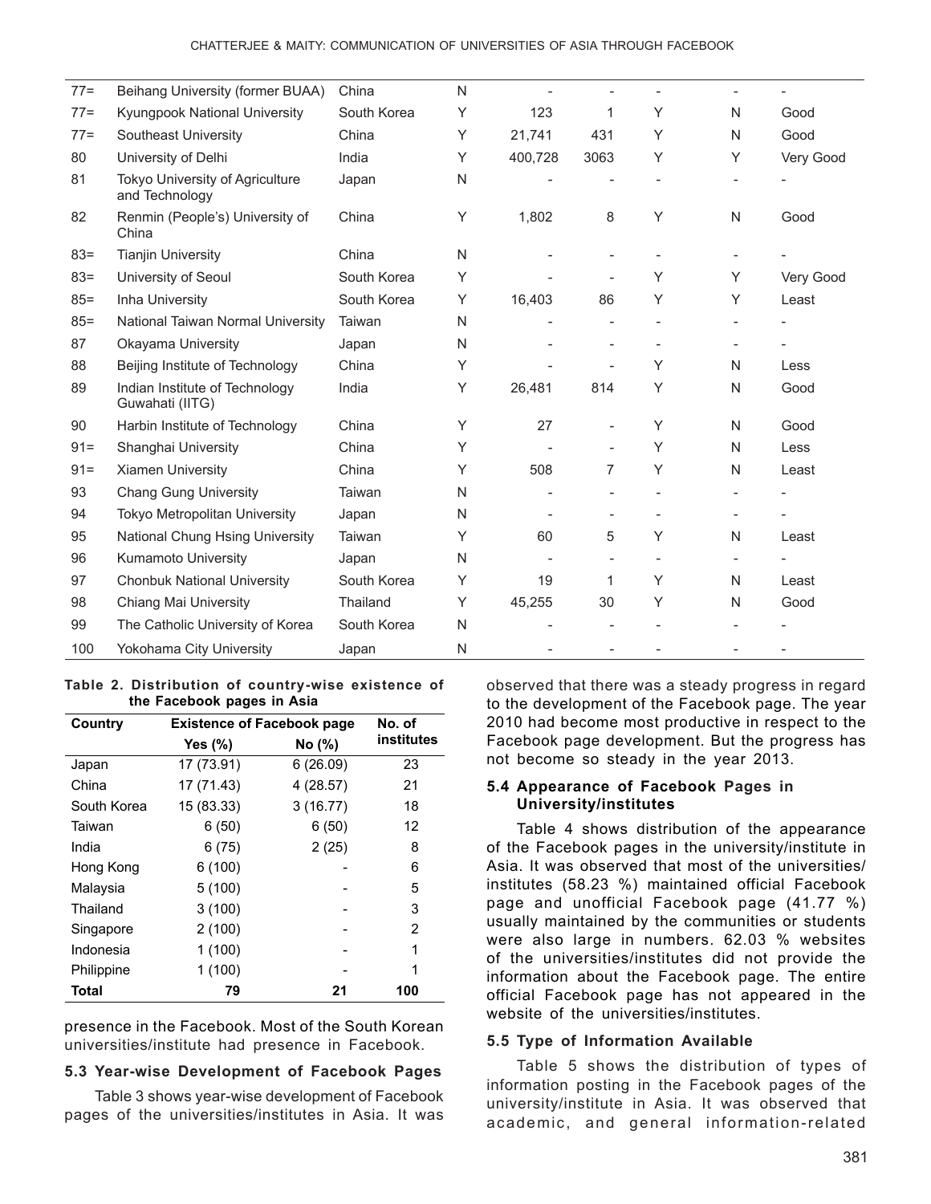| | | | | | | | | |
|---|---|---|---|---|---|---|---|---|
| 77= | Beihang University (former BUAA) | China | N | - | - | - | - | - |
| 77= | Kyungpook National University | South Korea | Y | 123 | 1 | Y | N | Good |
| 77= | Southeast University | China | Y | 21,741 | 431 | Y | N | Good |
| 80 | University of Delhi | India | Y | 400,728 | 3063 | Y | Y | Very Good |
| 81 | Tokyo University of Agriculture and Technology | Japan | N | - | - | - | - | - |
| 82 | Renmin (People's) University of China | China | Y | 1,802 | 8 | Y | N | Good |
| 83= | Tianjin University | China | N | - | - | - | - | - |
| 83= | University of Seoul | South Korea | Y | - | - | Y | Y | Very Good |
| 85= | Inha University | South Korea | Y | 16,403 | 86 | Y | Y | Least |
| 85= | National Taiwan Normal University | Taiwan | N | - | - | - | - | - |
| 87 | Okayama University | Japan | N | - | - | - | - | - |
| 88 | Beijing Institute of Technology | China | Y | - | - | Y | N | Less |
| 89 | Indian Institute of Technology Guwahati (IITG) | India | Y | 26,481 | 814 | Y | N | Good |
| 90 | Harbin Institute of Technology | China | Y | 27 | - | Y | N | Good |
| 91= | Shanghai University | China | Y | - | - | Y | N | Less |
| 91= | Xiamen University | China | Y | 508 | 7 | Y | N | Least |
| 93 | Chang Gung University | Taiwan | N | - | - | - | - | - |
| 94 | Tokyo Metropolitan University | Japan | N | - | - | - | - | - |
| 95 | National Chung Hsing University | Taiwan | Y | 60 | 5 | Y | N | Least |
| 96 | Kumamoto University | Japan | N | - | - | - | - | - |
| 97 | Chonbuk National University | South Korea | Y | 19 | 1 | Y | N | Least |
| 98 | Chiang Mai University | Thailand | Y | 45,255 | 30 | Y | N | Good |
| 99 | The Catholic University of Korea | South Korea | N | - | - | - | - | - |
| 100 | Yokohama City University | Japan | N | - | - | - | - | - |

**Table 2. Distribution of country-wise existence of the Facebook pages in Asia**

| Country | Existence of Facebook page | | No. of institutes |
|---|---|---|---|
| | Yes (%) | No (%) | |
| Japan | 17 (73.91) | 6 (26.09) | 23 |
| China | 17 (71.43) | 4 (28.57) | 21 |
| South Korea | 15 (83.33) | 3 (16.77) | 18 |
| Taiwan | 6 (50) | 6 (50) | 12 |
| India | 6 (75) | 2 (25) | 8 |
| Hong Kong | 6 (100) | - | 6 |
| Malaysia | 5 (100) | - | 5 |
| Thailand | 3 (100) | - | 3 |
| Singapore | 2 (100) | - | 2 |
| Indonesia | 1 (100) | - | 1 |
| Philippine | 1 (100) | - | 1 |
| **Total** | **79** | **21** | **100** |

presence in the Facebook. Most of the South Korean universities/institute had presence in Facebook.

### 5.3 Year-wise Development of Facebook Pages

Table 3 shows year-wise development of Facebook pages of the universities/institutes in Asia. It was observed that there was a steady progress in regard to the development of the Facebook page. The year 2010 had become most productive in respect to the Facebook page development. But the progress has not become so steady in the year 2013.

### 5.4 Appearance of Facebook Pages in University/institutes

Table 4 shows distribution of the appearance of the Facebook pages in the university/institute in Asia. It was observed that most of the universities/institutes (58.23 %) maintained official Facebook page and unofficial Facebook page (41.77 %) usually maintained by the communities or students were also large in numbers. 62.03 % websites of the universities/institutes did not provide the information about the Facebook page. The entire official Facebook page has not appeared in the website of the universities/institutes.

### 5.5 Type of Information Available

Table 5 shows the distribution of types of information posting in the Facebook pages of the university/institute in Asia. It was observed that academic, and general information-related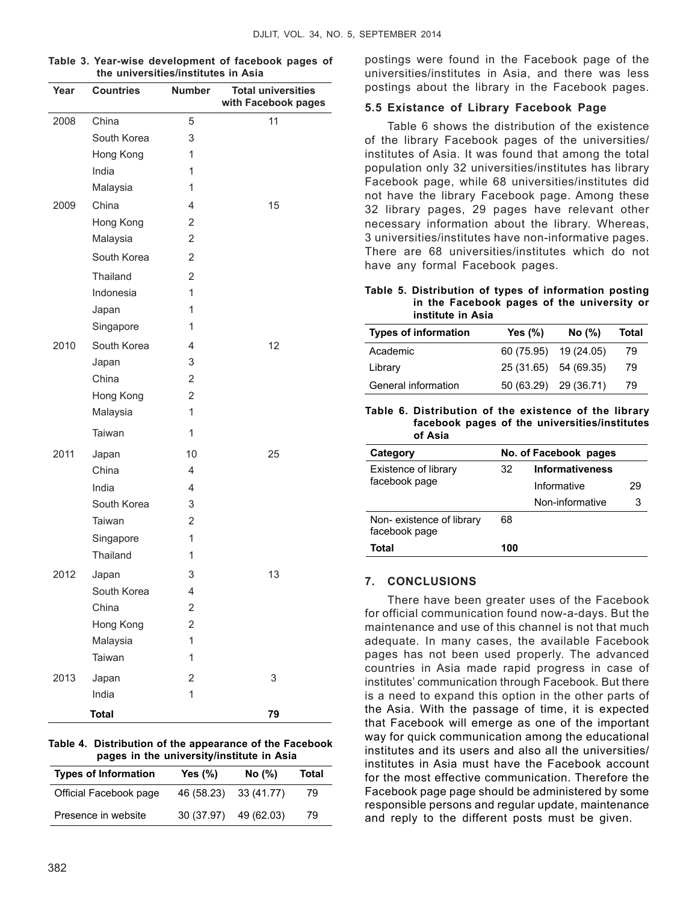**Table 3. Year-wise development of facebook pages of the universities/institutes in Asia**

| Year | Countries | Number | Total universities with Facebook pages |
|---|---|---|---|
| 2008 | China | 5 | 11 |
| | South Korea | 3 | |
| | Hong Kong | 1 | |
| | India | 1 | |
| | Malaysia | 1 | |
| 2009 | China | 4 | 15 |
| | Hong Kong | 2 | |
| | Malaysia | 2 | |
| | South Korea | 2 | |
| | Thailand | 2 | |
| | Indonesia | 1 | |
| | Japan | 1 | |
| | Singapore | 1 | |
| 2010 | South Korea | 4 | 12 |
| | Japan | 3 | |
| | China | 2 | |
| | Hong Kong | 2 | |
| | Malaysia | 1 | |
| | Taiwan | 1 | |
| 2011 | Japan | 10 | 25 |
| | China | 4 | |
| | India | 4 | |
| | South Korea | 3 | |
| | Taiwan | 2 | |
| | Singapore | 1 | |
| | Thailand | 1 | |
| 2012 | Japan | 3 | 13 |
| | South Korea | 4 | |
| | China | 2 | |
| | Hong Kong | 2 | |
| | Malaysia | 1 | |
| | Taiwan | 1 | |
| 2013 | Japan | 2 | 3 |
| | India | 1 | |
| | **Total** | | **79** |

**Table 4. Distribution of the appearance of the Facebook pages in the university/institute in Asia**

| Types of Information | Yes (%) | No (%) | Total |
|---|---|---|---|
| Official Facebook page | 46 (58.23) | 33 (41.77) | 79 |
| Presence in website | 30 (37.97) | 49 (62.03) | 79 |

postings were found in the Facebook page of the universities/institutes in Asia, and there was less postings about the library in the Facebook pages.

### 5.5 Existance of Library Facebook Page

Table 6 shows the distribution of the existence of the library Facebook pages of the universities/ institutes of Asia. It was found that among the total population only 32 universities/institutes has library Facebook page, while 68 universities/institutes did not have the library Facebook page. Among these 32 library pages, 29 pages have relevant other necessary information about the library. Whereas, 3 universities/institutes have non-informative pages. There are 68 universities/institutes which do not have any formal Facebook pages.

**Table 5. Distribution of types of information posting in the Facebook pages of the university or institute in Asia**

| Types of information | Yes (%) | No (%) | Total |
|---|---|---|---|
| Academic | 60 (75.95) | 19 (24.05) | 79 |
| Library | 25 (31.65) | 54 (69.35) | 79 |
| General information | 50 (63.29) | 29 (36.71) | 79 |

**Table 6. Distribution of the existence of the library facebook pages of the universities/institutes of Asia**

| Category | No. of Facebook pages | | |
|---|---|---|---|
| Existence of library facebook page | 32 | **Informativeness** | |
| | | Informative | 29 |
| | | Non-informative | 3 |
| Non- existence of library facebook page | 68 | | |
| **Total** | **100** | | |

## 7. CONCLUSIONS

There have been greater uses of the Facebook for official communication found now-a-days. But the maintenance and use of this channel is not that much adequate. In many cases, the available Facebook pages has not been used properly. The advanced countries in Asia made rapid progress in case of institutes' communication through Facebook. But there is a need to expand this option in the other parts of the Asia. With the passage of time, it is expected that Facebook will emerge as one of the important way for quick communication among the educational institutes and its users and also all the universities/ institutes in Asia must have the Facebook account for the most effective communication. Therefore the Facebook page page should be administered by some responsible persons and regular update, maintenance and reply to the different posts must be given.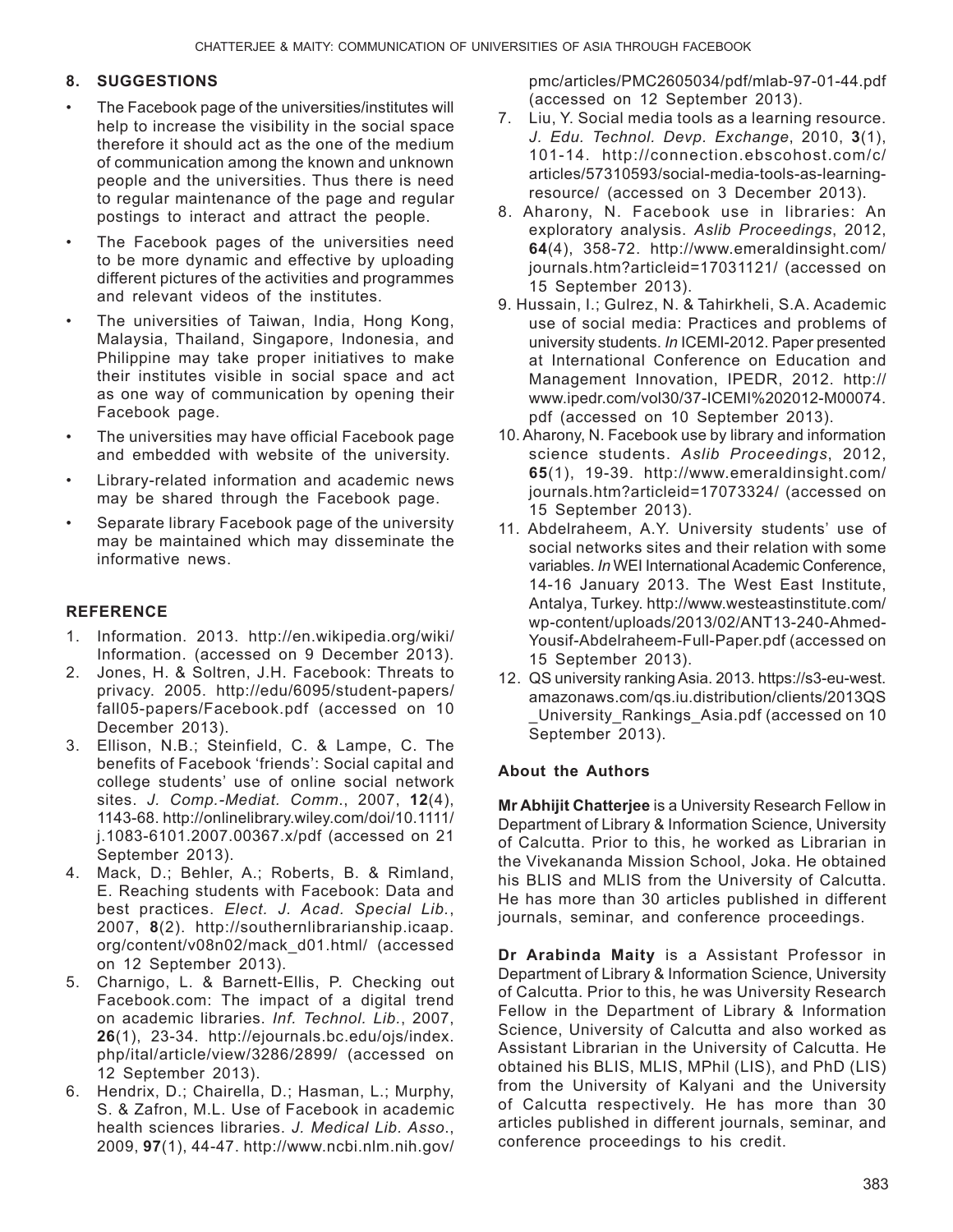## 8. SUGGESTIONS

- The Facebook page of the universities/institutes will help to increase the visibility in the social space therefore it should act as the one of the medium of communication among the known and unknown people and the universities. Thus there is need to regular maintenance of the page and regular postings to interact and attract the people.
- The Facebook pages of the universities need to be more dynamic and effective by uploading different pictures of the activities and programmes and relevant videos of the institutes.
- The universities of Taiwan, India, Hong Kong, Malaysia, Thailand, Singapore, Indonesia, and Philippine may take proper initiatives to make their institutes visible in social space and act as one way of communication by opening their Facebook page.
- The universities may have official Facebook page and embedded with website of the university.
- Library-related information and academic news may be shared through the Facebook page.
- Separate library Facebook page of the university may be maintained which may disseminate the informative news.

## REFERENCE

1. Information. 2013. http://en.wikipedia.org/wiki/Information. (accessed on 9 December 2013).
2. Jones, H. & Soltren, J.H. Facebook: Threats to privacy. 2005. http://edu/6095/student-papers/fall05-papers/Facebook.pdf (accessed on 10 December 2013).
3. Ellison, N.B.; Steinfield, C. & Lampe, C. The benefits of Facebook 'friends': Social capital and college students' use of online social network sites. *J. Comp.-Mediat. Comm.*, 2007, **12**(4), 1143-68. http://onlinelibrary.wiley.com/doi/10.1111/j.1083-6101.2007.00367.x/pdf (accessed on 21 September 2013).
4. Mack, D.; Behler, A.; Roberts, B. & Rimland, E. Reaching students with Facebook: Data and best practices. *Elect. J. Acad. Special Lib.*, 2007, **8**(2). http://southernlibrarianship.icaap.org/content/v08n02/mack_d01.html/ (accessed on 12 September 2013).
5. Charnigo, L. & Barnett-Ellis, P. Checking out Facebook.com: The impact of a digital trend on academic libraries. *Inf. Technol. Lib.*, 2007, **26**(1), 23-34. http://ejournals.bc.edu/ojs/index.php/ital/article/view/3286/2899/ (accessed on 12 September 2013).
6. Hendrix, D.; Chairella, D.; Hasman, L.; Murphy, S. & Zafron, M.L. Use of Facebook in academic health sciences libraries. *J. Medical Lib. Asso.*, 2009, **97**(1), 44-47. http://www.ncbi.nlm.nih.gov/pmc/articles/PMC2605034/pdf/mlab-97-01-44.pdf (accessed on 12 September 2013).
7. Liu, Y. Social media tools as a learning resource. *J. Edu. Technol. Devp. Exchange*, 2010, **3**(1), 101-14. http://connection.ebscohost.com/c/articles/57310593/social-media-tools-as-learning-resource/ (accessed on 3 December 2013).
8. Aharony, N. Facebook use in libraries: An exploratory analysis. *Aslib Proceedings*, 2012, **64**(4), 358-72. http://www.emeraldinsight.com/journals.htm?articleid=17031121/ (accessed on 15 September 2013).
9. Hussain, I.; Gulrez, N. & Tahirkheli, S.A. Academic use of social media: Practices and problems of university students. *In* ICEMI-2012. Paper presented at International Conference on Education and Management Innovation, IPEDR, 2012. http://www.ipedr.com/vol30/37-ICEMI%202012-M00074.pdf (accessed on 10 September 2013).
10. Aharony, N. Facebook use by library and information science students. *Aslib Proceedings*, 2012, **65**(1), 19-39. http://www.emeraldinsight.com/journals.htm?articleid=17073324/ (accessed on 15 September 2013).
11. Abdelraheem, A.Y. University students' use of social networks sites and their relation with some variables. *In* WEI International Academic Conference, 14-16 January 2013. The West East Institute, Antalya, Turkey. http://www.westeastinstitute.com/wp-content/uploads/2013/02/ANT13-240-Ahmed-Yousif-Abdelraheem-Full-Paper.pdf (accessed on 15 September 2013).
12. QS university ranking Asia. 2013. https://s3-eu-west.amazonaws.com/qs.iu.distribution/clients/2013QS_University_Rankings_Asia.pdf (accessed on 10 September 2013).

### About the Authors

**Mr Abhijit Chatterjee** is a University Research Fellow in Department of Library & Information Science, University of Calcutta. Prior to this, he worked as Librarian in the Vivekananda Mission School, Joka. He obtained his BLIS and MLIS from the University of Calcutta. He has more than 30 articles published in different journals, seminar, and conference proceedings.

**Dr Arabinda Maity** is a Assistant Professor in Department of Library & Information Science, University of Calcutta. Prior to this, he was University Research Fellow in the Department of Library & Information Science, University of Calcutta and also worked as Assistant Librarian in the University of Calcutta. He obtained his BLIS, MLIS, MPhil (LIS), and PhD (LIS) from the University of Kalyani and the University of Calcutta respectively. He has more than 30 articles published in different journals, seminar, and conference proceedings to his credit.